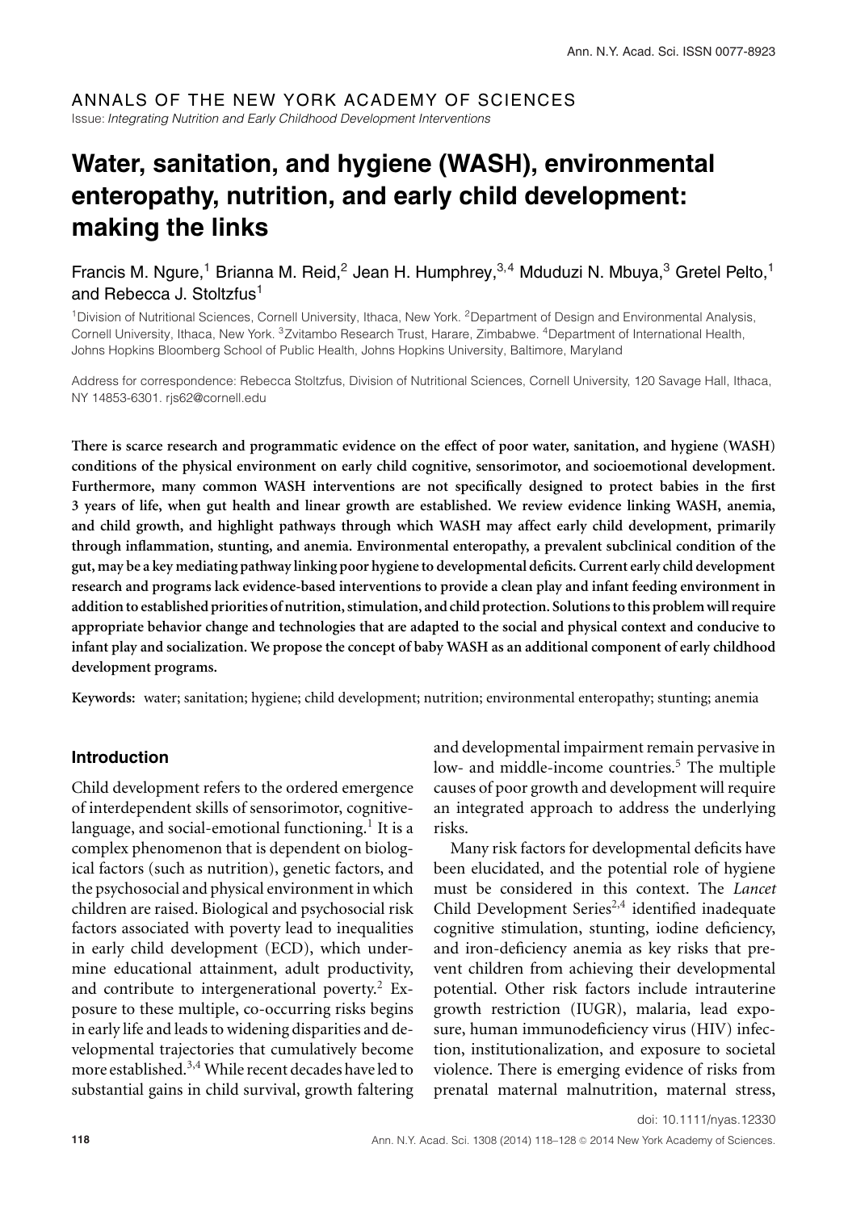ANNALS OF THE NEW YORK ACADEMY OF SCIENCES

*Issue: Integrating Nutrition and Early Childhood Development Interventions*

# Water, sanitation, and hygiene (WASH), environmental enteropathy, nutrition, and early child development: making the links

Francis M. Ngure,[1] Brianna M. Reid,[2] Jean H. Humphrey,[3,4] Mduduzi N. Mbuya,[3] Gretel Pelto,[1] and Rebecca J. Stoltzfus[1]

[1]Division of Nutritional Sciences, Cornell University, Ithaca, New York. [2]Department of Design and Environmental Analysis, Cornell University, Ithaca, New York. [3]Zvitambo Research Trust, Harare, Zimbabwe. [4]Department of International Health, Johns Hopkins Bloomberg School of Public Health, Johns Hopkins University, Baltimore, Maryland

Address for correspondence: Rebecca Stoltzfus, Division of Nutritional Sciences, Cornell University, 120 Savage Hall, Ithaca, NY 14853-6301. rjs62@cornell.edu

**There is scarce research and programmatic evidence on the effect of poor water, sanitation, and hygiene (WASH) conditions of the physical environment on early child cognitive, sensorimotor, and socioemotional development. Furthermore, many common WASH interventions are not specifically designed to protect babies in the first 3 years of life, when gut health and linear growth are established. We review evidence linking WASH, anemia, and child growth, and highlight pathways through which WASH may affect early child development, primarily through inflammation, stunting, and anemia. Environmental enteropathy, a prevalent subclinical condition of the gut, may be a key mediating pathway linking poor hygiene to developmental deficits. Current early child development research and programs lack evidence-based interventions to provide a clean play and infant feeding environment in addition to established priorities of nutrition, stimulation, and child protection. Solutions to this problem will require appropriate behavior change and technologies that are adapted to the social and physical context and conducive to infant play and socialization. We propose the concept of baby WASH as an additional component of early childhood development programs.**

**Keywords:** water; sanitation; hygiene; child development; nutrition; environmental enteropathy; stunting; anemia

## Introduction

Child development refers to the ordered emergence of interdependent skills of sensorimotor, cognitive-language, and social-emotional functioning.[1] It is a complex phenomenon that is dependent on biological factors (such as nutrition), genetic factors, and the psychosocial and physical environment in which children are raised. Biological and psychosocial risk factors associated with poverty lead to inequalities in early child development (ECD), which undermine educational attainment, adult productivity, and contribute to intergenerational poverty.[2] Exposure to these multiple, co-occurring risks begins in early life and leads to widening disparities and developmental trajectories that cumulatively become more established.[3,4] While recent decades have led to substantial gains in child survival, growth faltering and developmental impairment remain pervasive in low- and middle-income countries.[5] The multiple causes of poor growth and development will require an integrated approach to address the underlying risks.

Many risk factors for developmental deficits have been elucidated, and the potential role of hygiene must be considered in this context. The *Lancet* Child Development Series[2,4] identified inadequate cognitive stimulation, stunting, iodine deficiency, and iron-deficiency anemia as key risks that prevent children from achieving their developmental potential. Other risk factors include intrauterine growth restriction (IUGR), malaria, lead exposure, human immunodeficiency virus (HIV) infection, institutionalization, and exposure to societal violence. There is emerging evidence of risks from prenatal maternal malnutrition, maternal stress,

doi: 10.1111/nyas.12330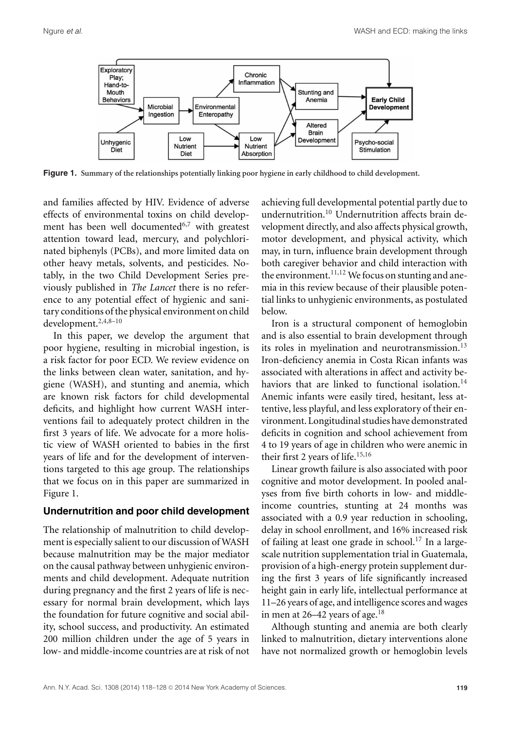**Figure 1.** Summary of the relationships potentially linking poor hygiene in early childhood to child development.

and families affected by HIV. Evidence of adverse effects of environmental toxins on child development has been well documented[6,7] with greatest attention toward lead, mercury, and polychlorinated biphenyls (PCBs), and more limited data on other heavy metals, solvents, and pesticides. Notably, in the two Child Development Series previously published in *The Lancet* there is no reference to any potential effect of hygienic and sanitary conditions of the physical environment on child development.[2,4,8–10]

In this paper, we develop the argument that poor hygiene, resulting in microbial ingestion, is a risk factor for poor ECD. We review evidence on the links between clean water, sanitation, and hygiene (WASH), and stunting and anemia, which are known risk factors for child developmental deficits, and highlight how current WASH interventions fail to adequately protect children in the first 3 years of life. We advocate for a more holistic view of WASH oriented to babies in the first years of life and for the development of interventions targeted to this age group. The relationships that we focus on in this paper are summarized in Figure 1.

## Undernutrition and poor child development

The relationship of malnutrition to child development is especially salient to our discussion of WASH because malnutrition may be the major mediator on the causal pathway between unhygienic environments and child development. Adequate nutrition during pregnancy and the first 2 years of life is necessary for normal brain development, which lays the foundation for future cognitive and social ability, school success, and productivity. An estimated 200 million children under the age of 5 years in low- and middle-income countries are at risk of not achieving full developmental potential partly due to undernutrition.[10] Undernutrition affects brain development directly, and also affects physical growth, motor development, and physical activity, which may, in turn, influence brain development through both caregiver behavior and child interaction with the environment.[11,12] We focus on stunting and anemia in this review because of their plausible potential links to unhygienic environments, as postulated below.

Iron is a structural component of hemoglobin and is also essential to brain development through its roles in myelination and neurotransmission.[13] Iron-deficiency anemia in Costa Rican infants was associated with alterations in affect and activity behaviors that are linked to functional isolation.[14] Anemic infants were easily tired, hesitant, less attentive, less playful, and less exploratory of their environment. Longitudinal studies have demonstrated deficits in cognition and school achievement from 4 to 19 years of age in children who were anemic in their first 2 years of life.[15,16]

Linear growth failure is also associated with poor cognitive and motor development. In pooled analyses from five birth cohorts in low- and middle-income countries, stunting at 24 months was associated with a 0.9 year reduction in schooling, delay in school enrollment, and 16% increased risk of failing at least one grade in school.[17] In a large-scale nutrition supplementation trial in Guatemala, provision of a high-energy protein supplement during the first 3 years of life significantly increased height gain in early life, intellectual performance at 11–26 years of age, and intelligence scores and wages in men at 26–42 years of age.[18]

Although stunting and anemia are both clearly linked to malnutrition, dietary interventions alone have not normalized growth or hemoglobin levels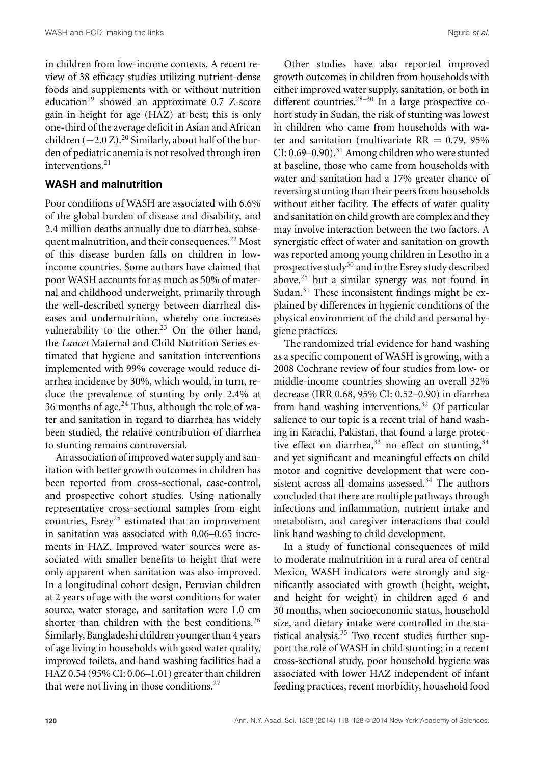in children from low-income contexts. A recent review of 38 efficacy studies utilizing nutrient-dense foods and supplements with or without nutrition education[19] showed an approximate 0.7 Z-score gain in height for age (HAZ) at best; this is only one-third of the average deficit in Asian and African children (−2.0 Z).[20] Similarly, about half of the burden of pediatric anemia is not resolved through iron interventions.[21]

## WASH and malnutrition

Poor conditions of WASH are associated with 6.6% of the global burden of disease and disability, and 2.4 million deaths annually due to diarrhea, subsequent malnutrition, and their consequences.[22] Most of this disease burden falls on children in low-income countries. Some authors have claimed that poor WASH accounts for as much as 50% of maternal and childhood underweight, primarily through the well-described synergy between diarrheal diseases and undernutrition, whereby one increases vulnerability to the other.[23] On the other hand, the *Lancet* Maternal and Child Nutrition Series estimated that hygiene and sanitation interventions implemented with 99% coverage would reduce diarrhea incidence by 30%, which would, in turn, reduce the prevalence of stunting by only 2.4% at 36 months of age.[24] Thus, although the role of water and sanitation in regard to diarrhea has widely been studied, the relative contribution of diarrhea to stunting remains controversial.

An association of improved water supply and sanitation with better growth outcomes in children has been reported from cross-sectional, case-control, and prospective cohort studies. Using nationally representative cross-sectional samples from eight countries, Esrey[25] estimated that an improvement in sanitation was associated with 0.06–0.65 increments in HAZ. Improved water sources were associated with smaller benefits to height that were only apparent when sanitation was also improved. In a longitudinal cohort design, Peruvian children at 2 years of age with the worst conditions for water source, water storage, and sanitation were 1.0 cm shorter than children with the best conditions.[26] Similarly, Bangladeshi children younger than 4 years of age living in households with good water quality, improved toilets, and hand washing facilities had a HAZ 0.54 (95% CI: 0.06–1.01) greater than children that were not living in those conditions.[27]

Other studies have also reported improved growth outcomes in children from households with either improved water supply, sanitation, or both in different countries.[28–30] In a large prospective cohort study in Sudan, the risk of stunting was lowest in children who came from households with water and sanitation (multivariate RR = 0.79, 95% CI: 0.69–0.90).[31] Among children who were stunted at baseline, those who came from households with water and sanitation had a 17% greater chance of reversing stunting than their peers from households without either facility. The effects of water quality and sanitation on child growth are complex and they may involve interaction between the two factors. A synergistic effect of water and sanitation on growth was reported among young children in Lesotho in a prospective study[30] and in the Esrey study described above,[25] but a similar synergy was not found in Sudan.[31] These inconsistent findings might be explained by differences in hygienic conditions of the physical environment of the child and personal hygiene practices.

The randomized trial evidence for hand washing as a specific component of WASH is growing, with a 2008 Cochrane review of four studies from low- or middle-income countries showing an overall 32% decrease (IRR 0.68, 95% CI: 0.52–0.90) in diarrhea from hand washing interventions.[32] Of particular salience to our topic is a recent trial of hand washing in Karachi, Pakistan, that found a large protective effect on diarrhea,[33] no effect on stunting,[34] and yet significant and meaningful effects on child motor and cognitive development that were consistent across all domains assessed.[34] The authors concluded that there are multiple pathways through infections and inflammation, nutrient intake and metabolism, and caregiver interactions that could link hand washing to child development.

In a study of functional consequences of mild to moderate malnutrition in a rural area of central Mexico, WASH indicators were strongly and significantly associated with growth (height, weight, and height for weight) in children aged 6 and 30 months, when socioeconomic status, household size, and dietary intake were controlled in the statistical analysis.[35] Two recent studies further support the role of WASH in child stunting; in a recent cross-sectional study, poor household hygiene was associated with lower HAZ independent of infant feeding practices, recent morbidity, household food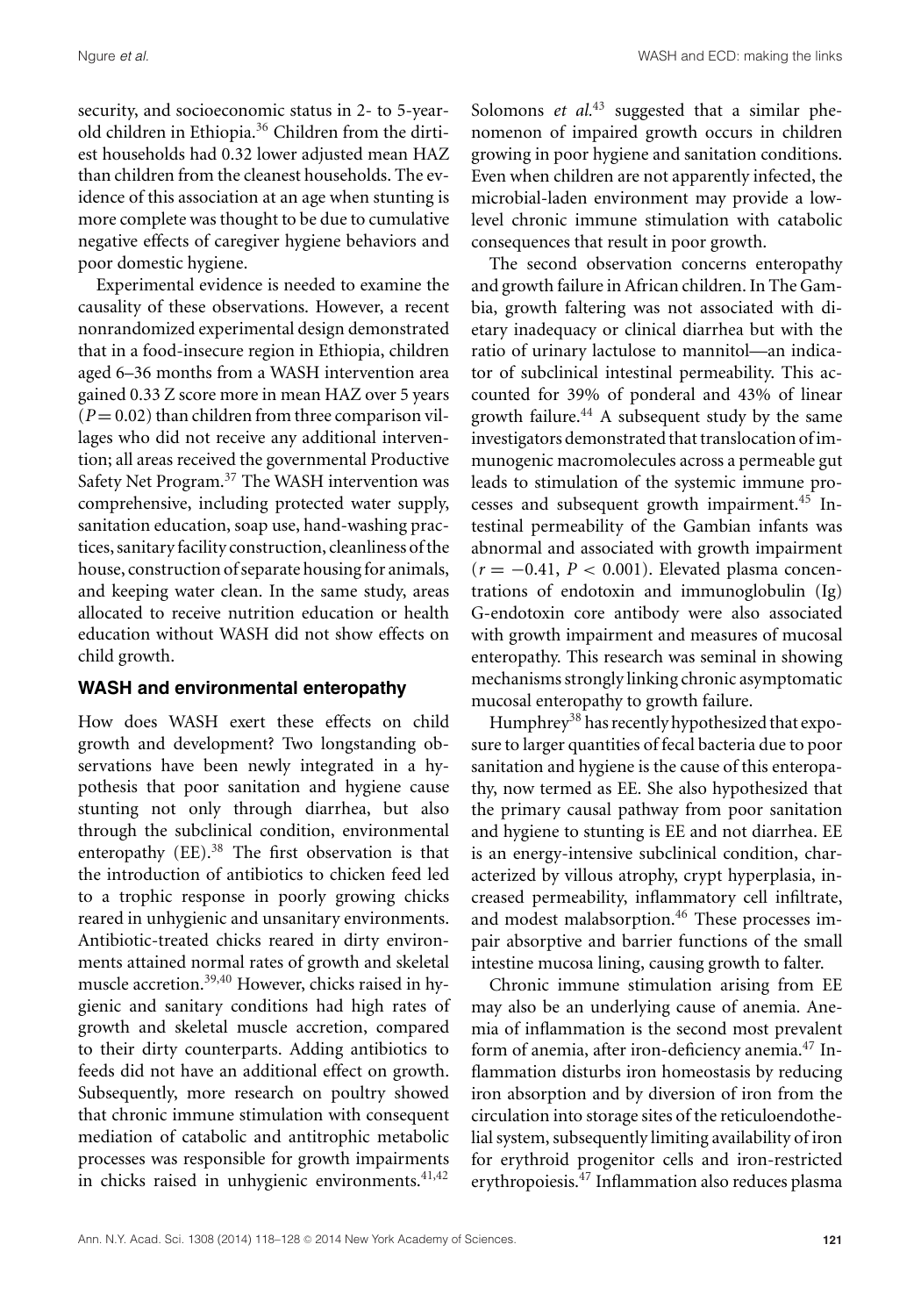security, and socioeconomic status in 2- to 5-year-old children in Ethiopia.[36] Children from the dirtiest households had 0.32 lower adjusted mean HAZ than children from the cleanest households. The evidence of this association at an age when stunting is more complete was thought to be due to cumulative negative effects of caregiver hygiene behaviors and poor domestic hygiene.

Experimental evidence is needed to examine the causality of these observations. However, a recent nonrandomized experimental design demonstrated that in a food-insecure region in Ethiopia, children aged 6–36 months from a WASH intervention area gained 0.33 Z score more in mean HAZ over 5 years ($P = 0.02$) than children from three comparison villages who did not receive any additional intervention; all areas received the governmental Productive Safety Net Program.[37] The WASH intervention was comprehensive, including protected water supply, sanitation education, soap use, hand-washing practices, sanitary facility construction, cleanliness of the house, construction of separate housing for animals, and keeping water clean. In the same study, areas allocated to receive nutrition education or health education without WASH did not show effects on child growth.

### WASH and environmental enteropathy

How does WASH exert these effects on child growth and development? Two longstanding observations have been newly integrated in a hypothesis that poor sanitation and hygiene cause stunting not only through diarrhea, but also through the subclinical condition, environmental enteropathy (EE).[38] The first observation is that the introduction of antibiotics to chicken feed led to a trophic response in poorly growing chicks reared in unhygienic and unsanitary environments. Antibiotic-treated chicks reared in dirty environments attained normal rates of growth and skeletal muscle accretion.[39,40] However, chicks raised in hygienic and sanitary conditions had high rates of growth and skeletal muscle accretion, compared to their dirty counterparts. Adding antibiotics to feeds did not have an additional effect on growth. Subsequently, more research on poultry showed that chronic immune stimulation with consequent mediation of catabolic and antitrophic metabolic processes was responsible for growth impairments in chicks raised in unhygienic environments.[41,42] Solomons *et al.*[43] suggested that a similar phenomenon of impaired growth occurs in children growing in poor hygiene and sanitation conditions. Even when children are not apparently infected, the microbial-laden environment may provide a low-level chronic immune stimulation with catabolic consequences that result in poor growth.

The second observation concerns enteropathy and growth failure in African children. In The Gambia, growth faltering was not associated with dietary inadequacy or clinical diarrhea but with the ratio of urinary lactulose to mannitol—an indicator of subclinical intestinal permeability. This accounted for 39% of ponderal and 43% of linear growth failure.[44] A subsequent study by the same investigators demonstrated that translocation of immunogenic macromolecules across a permeable gut leads to stimulation of the systemic immune processes and subsequent growth impairment.[45] Intestinal permeability of the Gambian infants was abnormal and associated with growth impairment ($r = -0.41$, $P < 0.001$). Elevated plasma concentrations of endotoxin and immunoglobulin (Ig) G-endotoxin core antibody were also associated with growth impairment and measures of mucosal enteropathy. This research was seminal in showing mechanisms strongly linking chronic asymptomatic mucosal enteropathy to growth failure.

Humphrey[38] has recently hypothesized that exposure to larger quantities of fecal bacteria due to poor sanitation and hygiene is the cause of this enteropathy, now termed as EE. She also hypothesized that the primary causal pathway from poor sanitation and hygiene to stunting is EE and not diarrhea. EE is an energy-intensive subclinical condition, characterized by villous atrophy, crypt hyperplasia, increased permeability, inflammatory cell infiltrate, and modest malabsorption.[46] These processes impair absorptive and barrier functions of the small intestine mucosa lining, causing growth to falter.

Chronic immune stimulation arising from EE may also be an underlying cause of anemia. Anemia of inflammation is the second most prevalent form of anemia, after iron-deficiency anemia.[47] Inflammation disturbs iron homeostasis by reducing iron absorption and by diversion of iron from the circulation into storage sites of the reticuloendothelial system, subsequently limiting availability of iron for erythroid progenitor cells and iron-restricted erythropoiesis.[47] Inflammation also reduces plasma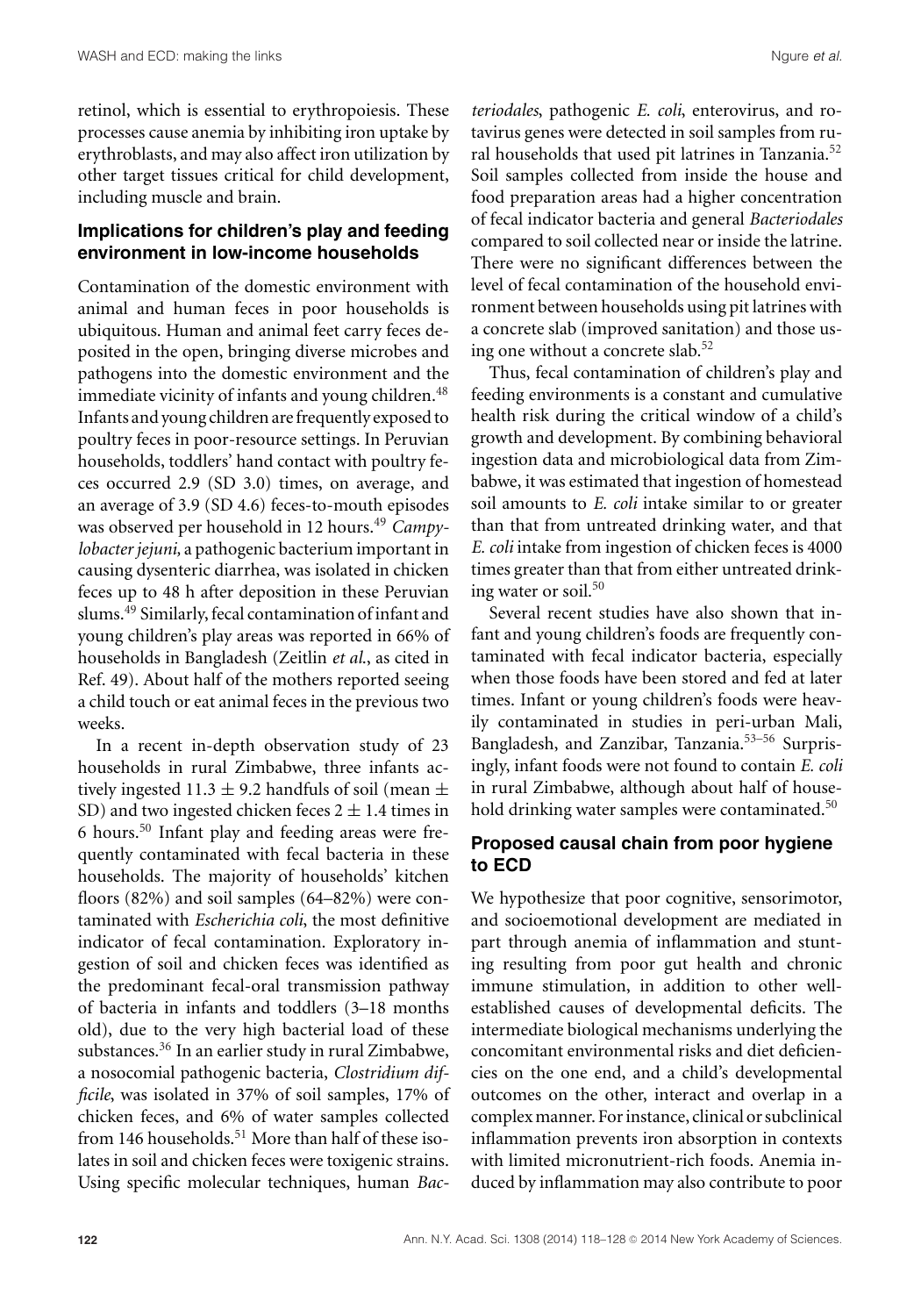retinol, which is essential to erythropoiesis. These processes cause anemia by inhibiting iron uptake by erythroblasts, and may also affect iron utilization by other target tissues critical for child development, including muscle and brain.

## Implications for children's play and feeding environment in low-income households

Contamination of the domestic environment with animal and human feces in poor households is ubiquitous. Human and animal feet carry feces deposited in the open, bringing diverse microbes and pathogens into the domestic environment and the immediate vicinity of infants and young children.[48] Infants and young children are frequently exposed to poultry feces in poor-resource settings. In Peruvian households, toddlers' hand contact with poultry feces occurred 2.9 (SD 3.0) times, on average, and an average of 3.9 (SD 4.6) feces-to-mouth episodes was observed per household in 12 hours.[49] *Campylobacter jejuni,* a pathogenic bacterium important in causing dysenteric diarrhea, was isolated in chicken feces up to 48 h after deposition in these Peruvian slums.[49] Similarly, fecal contamination of infant and young children's play areas was reported in 66% of households in Bangladesh (Zeitlin *et al.*, as cited in Ref. 49). About half of the mothers reported seeing a child touch or eat animal feces in the previous two weeks.

In a recent in-depth observation study of 23 households in rural Zimbabwe, three infants actively ingested $11.3 \pm 9.2$ handfuls of soil (mean $\pm$ SD) and two ingested chicken feces $2 \pm 1.4$ times in 6 hours.[50] Infant play and feeding areas were frequently contaminated with fecal bacteria in these households. The majority of households' kitchen floors (82%) and soil samples (64–82%) were contaminated with *Escherichia coli*, the most definitive indicator of fecal contamination. Exploratory ingestion of soil and chicken feces was identified as the predominant fecal-oral transmission pathway of bacteria in infants and toddlers (3–18 months old), due to the very high bacterial load of these substances.[36] In an earlier study in rural Zimbabwe, a nosocomial pathogenic bacteria, *Clostridium difficile*, was isolated in 37% of soil samples, 17% of chicken feces, and 6% of water samples collected from 146 households.[51] More than half of these isolates in soil and chicken feces were toxigenic strains. Using specific molecular techniques, human *Bacteriodales*, pathogenic *E. coli*, enterovirus, and rotavirus genes were detected in soil samples from rural households that used pit latrines in Tanzania.[52] Soil samples collected from inside the house and food preparation areas had a higher concentration of fecal indicator bacteria and general *Bacteriodales* compared to soil collected near or inside the latrine. There were no significant differences between the level of fecal contamination of the household environment between households using pit latrines with a concrete slab (improved sanitation) and those using one without a concrete slab.[52]

Thus, fecal contamination of children's play and feeding environments is a constant and cumulative health risk during the critical window of a child's growth and development. By combining behavioral ingestion data and microbiological data from Zimbabwe, it was estimated that ingestion of homestead soil amounts to *E. coli* intake similar to or greater than that from untreated drinking water, and that *E. coli* intake from ingestion of chicken feces is 4000 times greater than that from either untreated drinking water or soil.[50]

Several recent studies have also shown that infant and young children's foods are frequently contaminated with fecal indicator bacteria, especially when those foods have been stored and fed at later times. Infant or young children's foods were heavily contaminated in studies in peri-urban Mali, Bangladesh, and Zanzibar, Tanzania.[53–56] Surprisingly, infant foods were not found to contain *E. coli* in rural Zimbabwe, although about half of household drinking water samples were contaminated.[50]

## Proposed causal chain from poor hygiene to ECD

We hypothesize that poor cognitive, sensorimotor, and socioemotional development are mediated in part through anemia of inflammation and stunting resulting from poor gut health and chronic immune stimulation, in addition to other well-established causes of developmental deficits. The intermediate biological mechanisms underlying the concomitant environmental risks and diet deficiencies on the one end, and a child's developmental outcomes on the other, interact and overlap in a complex manner. For instance, clinical or subclinical inflammation prevents iron absorption in contexts with limited micronutrient-rich foods. Anemia induced by inflammation may also contribute to poor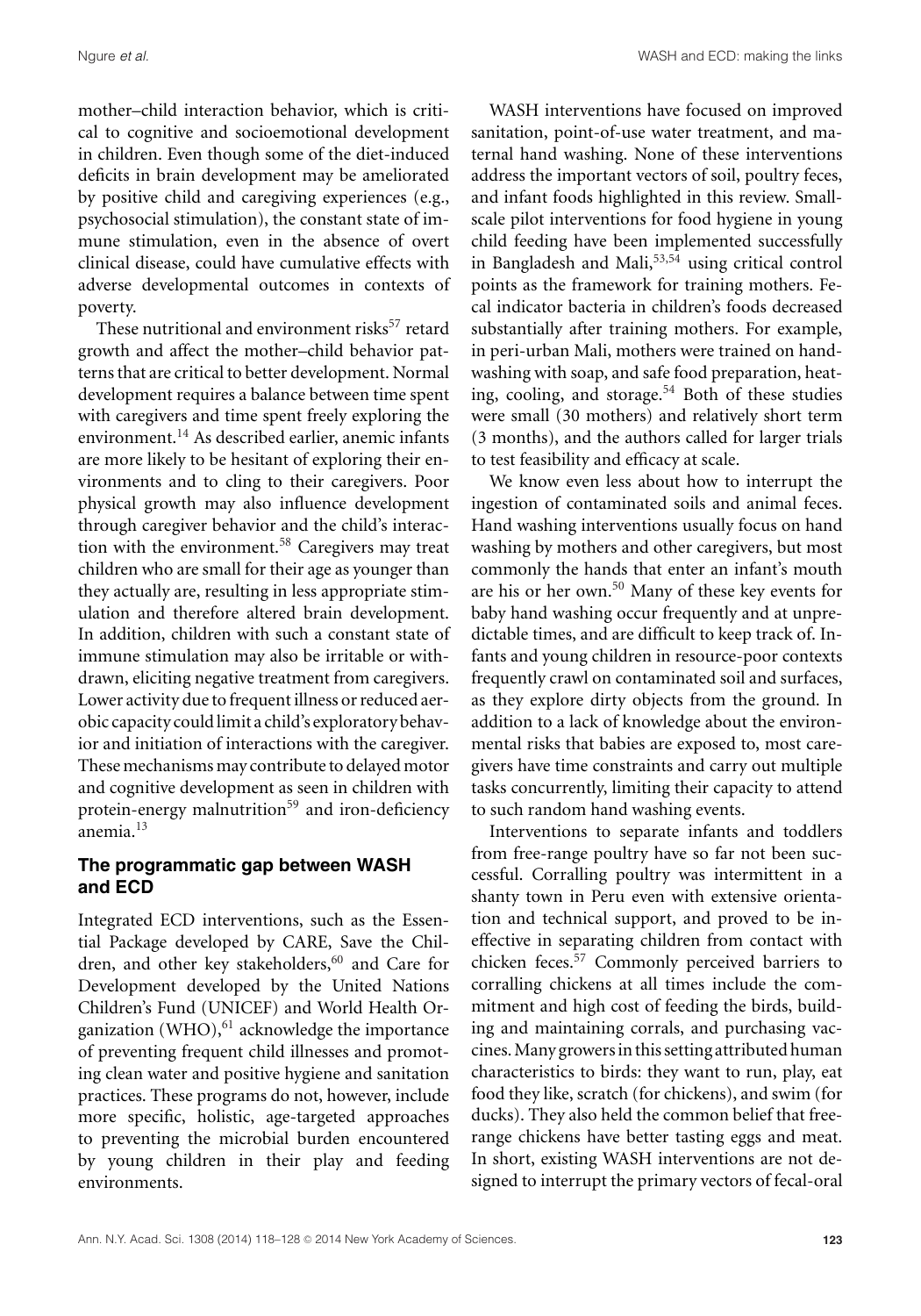mother–child interaction behavior, which is critical to cognitive and socioemotional development in children. Even though some of the diet-induced deficits in brain development may be ameliorated by positive child and caregiving experiences (e.g., psychosocial stimulation), the constant state of immune stimulation, even in the absence of overt clinical disease, could have cumulative effects with adverse developmental outcomes in contexts of poverty.

These nutritional and environment risks[57] retard growth and affect the mother–child behavior patterns that are critical to better development. Normal development requires a balance between time spent with caregivers and time spent freely exploring the environment.[14] As described earlier, anemic infants are more likely to be hesitant of exploring their environments and to cling to their caregivers. Poor physical growth may also influence development through caregiver behavior and the child's interaction with the environment.[58] Caregivers may treat children who are small for their age as younger than they actually are, resulting in less appropriate stimulation and therefore altered brain development. In addition, children with such a constant state of immune stimulation may also be irritable or withdrawn, eliciting negative treatment from caregivers. Lower activity due to frequent illness or reduced aerobic capacity could limit a child's exploratory behavior and initiation of interactions with the caregiver. These mechanisms may contribute to delayed motor and cognitive development as seen in children with protein-energy malnutrition[59] and iron-deficiency anemia.[13]

## The programmatic gap between WASH and ECD

Integrated ECD interventions, such as the Essential Package developed by CARE, Save the Children, and other key stakeholders,[60] and Care for Development developed by the United Nations Children's Fund (UNICEF) and World Health Organization (WHO),[61] acknowledge the importance of preventing frequent child illnesses and promoting clean water and positive hygiene and sanitation practices. These programs do not, however, include more specific, holistic, age-targeted approaches to preventing the microbial burden encountered by young children in their play and feeding environments.

WASH interventions have focused on improved sanitation, point-of-use water treatment, and maternal hand washing. None of these interventions address the important vectors of soil, poultry feces, and infant foods highlighted in this review. Small-scale pilot interventions for food hygiene in young child feeding have been implemented successfully in Bangladesh and Mali,[53,54] using critical control points as the framework for training mothers. Fecal indicator bacteria in children's foods decreased substantially after training mothers. For example, in peri-urban Mali, mothers were trained on hand-washing with soap, and safe food preparation, heating, cooling, and storage.[54] Both of these studies were small (30 mothers) and relatively short term (3 months), and the authors called for larger trials to test feasibility and efficacy at scale.

We know even less about how to interrupt the ingestion of contaminated soils and animal feces. Hand washing interventions usually focus on hand washing by mothers and other caregivers, but most commonly the hands that enter an infant's mouth are his or her own.[50] Many of these key events for baby hand washing occur frequently and at unpredictable times, and are difficult to keep track of. Infants and young children in resource-poor contexts frequently crawl on contaminated soil and surfaces, as they explore dirty objects from the ground. In addition to a lack of knowledge about the environmental risks that babies are exposed to, most caregivers have time constraints and carry out multiple tasks concurrently, limiting their capacity to attend to such random hand washing events.

Interventions to separate infants and toddlers from free-range poultry have so far not been successful. Corralling poultry was intermittent in a shanty town in Peru even with extensive orientation and technical support, and proved to be ineffective in separating children from contact with chicken feces.[57] Commonly perceived barriers to corralling chickens at all times include the commitment and high cost of feeding the birds, building and maintaining corrals, and purchasing vaccines. Many growers in this setting attributed human characteristics to birds: they want to run, play, eat food they like, scratch (for chickens), and swim (for ducks). They also held the common belief that free-range chickens have better tasting eggs and meat. In short, existing WASH interventions are not designed to interrupt the primary vectors of fecal-oral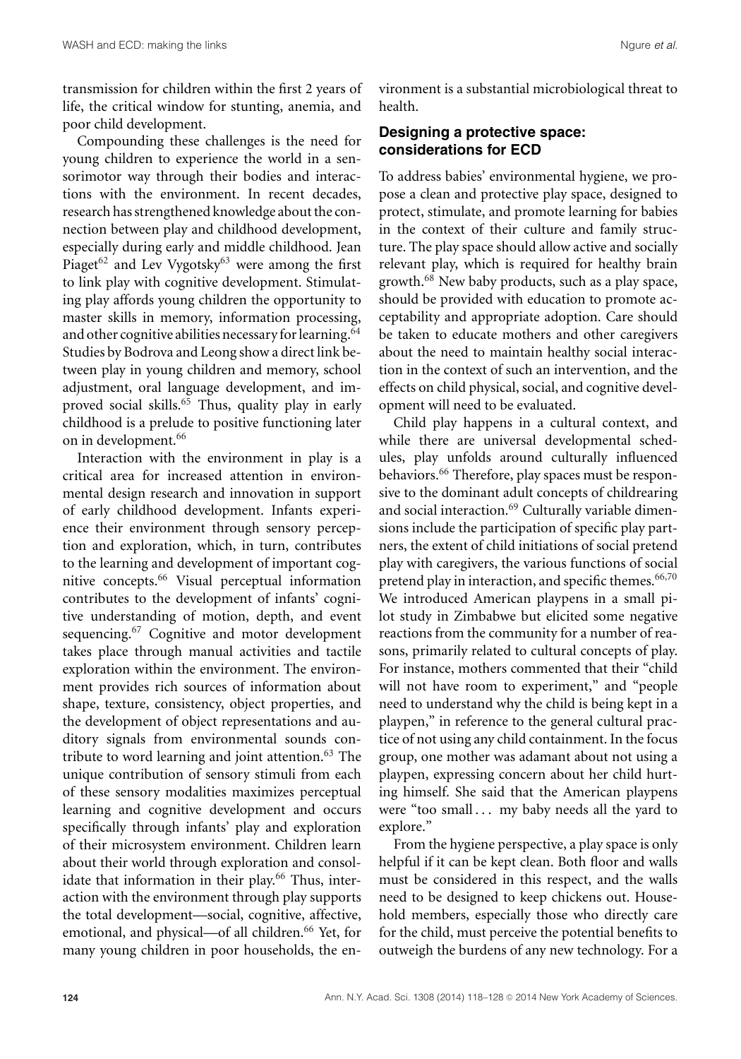transmission for children within the first 2 years of life, the critical window for stunting, anemia, and poor child development.

Compounding these challenges is the need for young children to experience the world in a sensorimotor way through their bodies and interactions with the environment. In recent decades, research has strengthened knowledge about the connection between play and childhood development, especially during early and middle childhood. Jean Piaget[62] and Lev Vygotsky[63] were among the first to link play with cognitive development. Stimulating play affords young children the opportunity to master skills in memory, information processing, and other cognitive abilities necessary for learning.[64] Studies by Bodrova and Leong show a direct link between play in young children and memory, school adjustment, oral language development, and improved social skills.[65] Thus, quality play in early childhood is a prelude to positive functioning later on in development.[66]

Interaction with the environment in play is a critical area for increased attention in environmental design research and innovation in support of early childhood development. Infants experience their environment through sensory perception and exploration, which, in turn, contributes to the learning and development of important cognitive concepts.[66] Visual perceptual information contributes to the development of infants' cognitive understanding of motion, depth, and event sequencing.[67] Cognitive and motor development takes place through manual activities and tactile exploration within the environment. The environment provides rich sources of information about shape, texture, consistency, object properties, and the development of object representations and auditory signals from environmental sounds contribute to word learning and joint attention.[63] The unique contribution of sensory stimuli from each of these sensory modalities maximizes perceptual learning and cognitive development and occurs specifically through infants' play and exploration of their microsystem environment. Children learn about their world through exploration and consolidate that information in their play.[66] Thus, interaction with the environment through play supports the total development—social, cognitive, affective, emotional, and physical—of all children.[66] Yet, for many young children in poor households, the environment is a substantial microbiological threat to health.

## Designing a protective space: considerations for ECD

To address babies' environmental hygiene, we propose a clean and protective play space, designed to protect, stimulate, and promote learning for babies in the context of their culture and family structure. The play space should allow active and socially relevant play, which is required for healthy brain growth.[68] New baby products, such as a play space, should be provided with education to promote acceptability and appropriate adoption. Care should be taken to educate mothers and other caregivers about the need to maintain healthy social interaction in the context of such an intervention, and the effects on child physical, social, and cognitive development will need to be evaluated.

Child play happens in a cultural context, and while there are universal developmental schedules, play unfolds around culturally influenced behaviors.[66] Therefore, play spaces must be responsive to the dominant adult concepts of childrearing and social interaction.[69] Culturally variable dimensions include the participation of specific play partners, the extent of child initiations of social pretend play with caregivers, the various functions of social pretend play in interaction, and specific themes.[66,70] We introduced American playpens in a small pilot study in Zimbabwe but elicited some negative reactions from the community for a number of reasons, primarily related to cultural concepts of play. For instance, mothers commented that their "child will not have room to experiment," and "people need to understand why the child is being kept in a playpen," in reference to the general cultural practice of not using any child containment. In the focus group, one mother was adamant about not using a playpen, expressing concern about her child hurting himself. She said that the American playpens were "too small . . . my baby needs all the yard to explore."

From the hygiene perspective, a play space is only helpful if it can be kept clean. Both floor and walls must be considered in this respect, and the walls need to be designed to keep chickens out. Household members, especially those who directly care for the child, must perceive the potential benefits to outweigh the burdens of any new technology. For a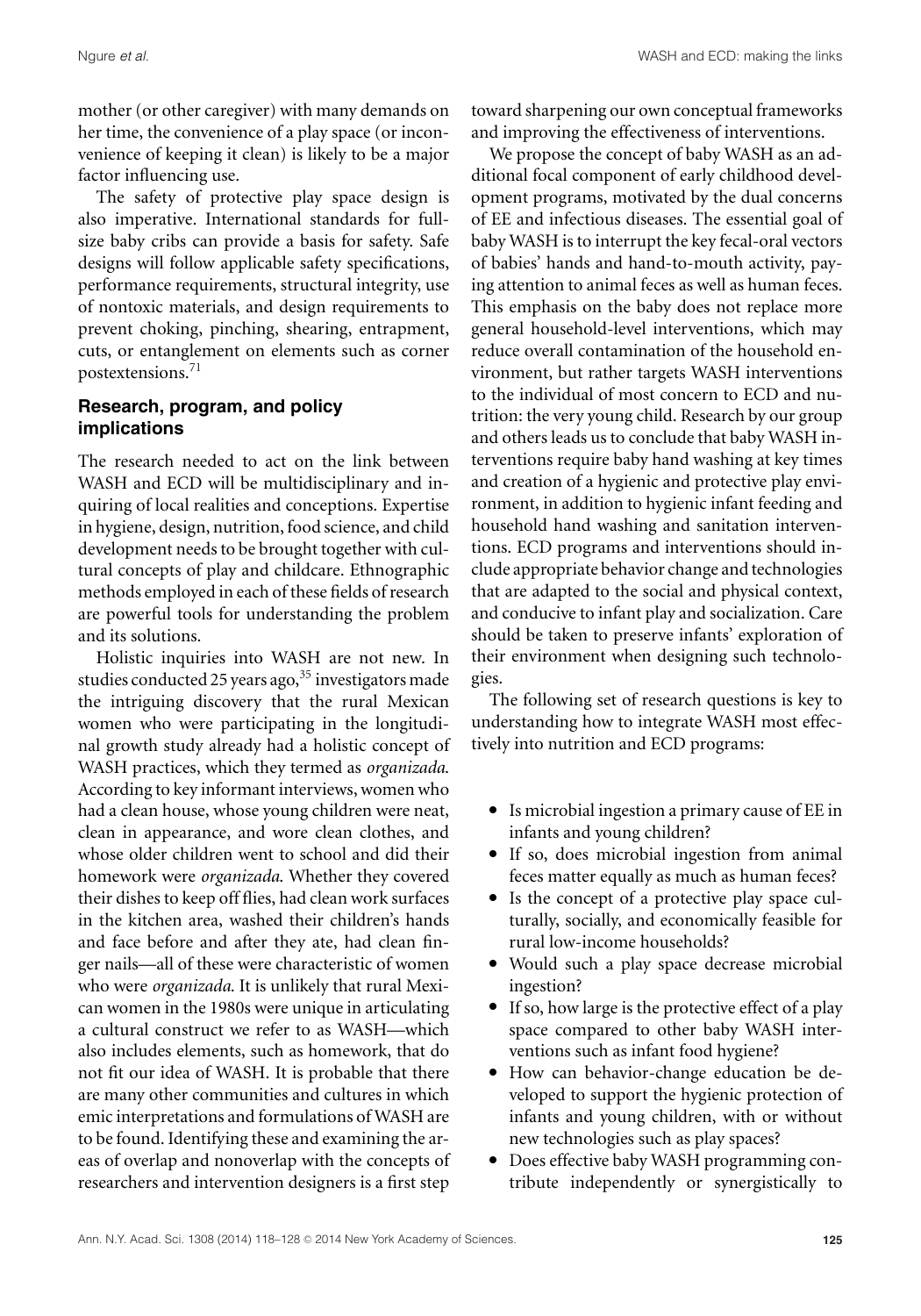mother (or other caregiver) with many demands on her time, the convenience of a play space (or inconvenience of keeping it clean) is likely to be a major factor influencing use.

The safety of protective play space design is also imperative. International standards for full-size baby cribs can provide a basis for safety. Safe designs will follow applicable safety specifications, performance requirements, structural integrity, use of nontoxic materials, and design requirements to prevent choking, pinching, shearing, entrapment, cuts, or entanglement on elements such as corner postextensions.[71]

## Research, program, and policy implications

The research needed to act on the link between WASH and ECD will be multidisciplinary and inquiring of local realities and conceptions. Expertise in hygiene, design, nutrition, food science, and child development needs to be brought together with cultural concepts of play and childcare. Ethnographic methods employed in each of these fields of research are powerful tools for understanding the problem and its solutions.

Holistic inquiries into WASH are not new. In studies conducted 25 years ago,[35] investigators made the intriguing discovery that the rural Mexican women who were participating in the longitudinal growth study already had a holistic concept of WASH practices, which they termed as *organizada*. According to key informant interviews, women who had a clean house, whose young children were neat, clean in appearance, and wore clean clothes, and whose older children went to school and did their homework were *organizada*. Whether they covered their dishes to keep off flies, had clean work surfaces in the kitchen area, washed their children's hands and face before and after they ate, had clean finger nails—all of these were characteristic of women who were *organizada*. It is unlikely that rural Mexican women in the 1980s were unique in articulating a cultural construct we refer to as WASH—which also includes elements, such as homework, that do not fit our idea of WASH. It is probable that there are many other communities and cultures in which emic interpretations and formulations of WASH are to be found. Identifying these and examining the areas of overlap and nonoverlap with the concepts of researchers and intervention designers is a first step toward sharpening our own conceptual frameworks and improving the effectiveness of interventions.

We propose the concept of baby WASH as an additional focal component of early childhood development programs, motivated by the dual concerns of EE and infectious diseases. The essential goal of baby WASH is to interrupt the key fecal-oral vectors of babies' hands and hand-to-mouth activity, paying attention to animal feces as well as human feces. This emphasis on the baby does not replace more general household-level interventions, which may reduce overall contamination of the household environment, but rather targets WASH interventions to the individual of most concern to ECD and nutrition: the very young child. Research by our group and others leads us to conclude that baby WASH interventions require baby hand washing at key times and creation of a hygienic and protective play environment, in addition to hygienic infant feeding and household hand washing and sanitation interventions. ECD programs and interventions should include appropriate behavior change and technologies that are adapted to the social and physical context, and conducive to infant play and socialization. Care should be taken to preserve infants' exploration of their environment when designing such technologies.

The following set of research questions is key to understanding how to integrate WASH most effectively into nutrition and ECD programs:

- Is microbial ingestion a primary cause of EE in infants and young children?
- If so, does microbial ingestion from animal feces matter equally as much as human feces?
- Is the concept of a protective play space culturally, socially, and economically feasible for rural low-income households?
- Would such a play space decrease microbial ingestion?
- If so, how large is the protective effect of a play space compared to other baby WASH interventions such as infant food hygiene?
- How can behavior-change education be developed to support the hygienic protection of infants and young children, with or without new technologies such as play spaces?
- Does effective baby WASH programming contribute independently or synergistically to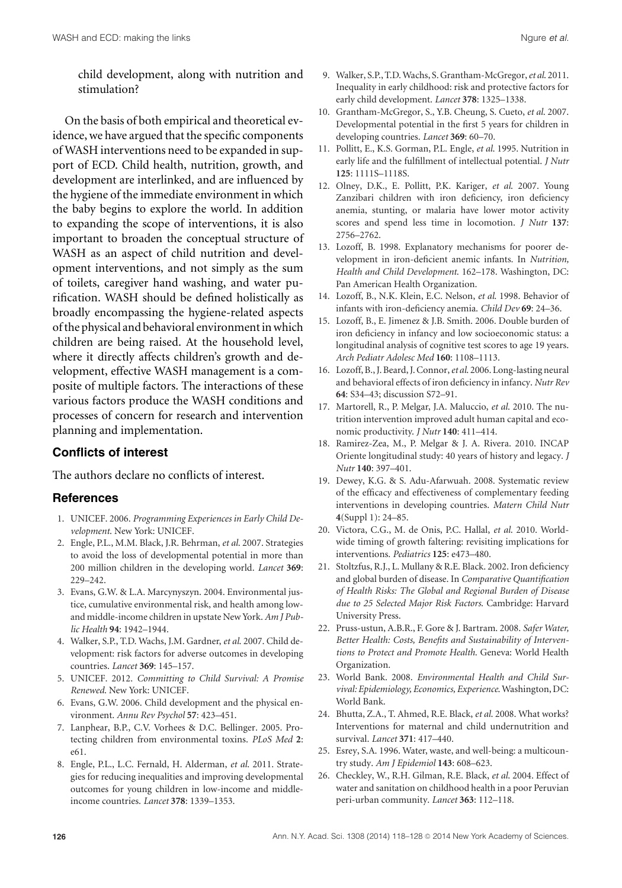child development, along with nutrition and stimulation?

On the basis of both empirical and theoretical evidence, we have argued that the specific components of WASH interventions need to be expanded in support of ECD. Child health, nutrition, growth, and development are interlinked, and are influenced by the hygiene of the immediate environment in which the baby begins to explore the world. In addition to expanding the scope of interventions, it is also important to broaden the conceptual structure of WASH as an aspect of child nutrition and development interventions, and not simply as the sum of toilets, caregiver hand washing, and water purification. WASH should be defined holistically as broadly encompassing the hygiene-related aspects of the physical and behavioral environment in which children are being raised. At the household level, where it directly affects children's growth and development, effective WASH management is a composite of multiple factors. The interactions of these various factors produce the WASH conditions and processes of concern for research and intervention planning and implementation.

### Conflicts of interest

The authors declare no conflicts of interest.

### References

1. UNICEF. 2006. *Programming Experiences in Early Child Development*. New York: UNICEF.
2. Engle, P.L., M.M. Black, J.R. Behrman, *et al.* 2007. Strategies to avoid the loss of developmental potential in more than 200 million children in the developing world. *Lancet* **369**: 229–242.
3. Evans, G.W. & L.A. Marcynyszyn. 2004. Environmental justice, cumulative environmental risk, and health among low- and middle-income children in upstate New York. *Am J Public Health* **94**: 1942–1944.
4. Walker, S.P., T.D. Wachs, J.M. Gardner, *et al.* 2007. Child development: risk factors for adverse outcomes in developing countries. *Lancet* **369**: 145–157.
5. UNICEF. 2012. *Committing to Child Survival: A Promise Renewed*. New York: UNICEF.
6. Evans, G.W. 2006. Child development and the physical environment. *Annu Rev Psychol* **57**: 423–451.
7. Lanphear, B.P., C.V. Vorhees & D.C. Bellinger. 2005. Protecting children from environmental toxins. *PLoS Med* **2**: e61.
8. Engle, P.L., L.C. Fernald, H. Alderman, *et al.* 2011. Strategies for reducing inequalities and improving developmental outcomes for young children in low-income and middle-income countries. *Lancet* **378**: 1339–1353.
9. Walker, S.P., T.D. Wachs, S. Grantham-McGregor, *et al.* 2011. Inequality in early childhood: risk and protective factors for early child development. *Lancet* **378**: 1325–1338.
10. Grantham-McGregor, S., Y.B. Cheung, S. Cueto, *et al.* 2007. Developmental potential in the first 5 years for children in developing countries. *Lancet* **369**: 60–70.
11. Pollitt, E., K.S. Gorman, P.L. Engle, *et al.* 1995. Nutrition in early life and the fulfillment of intellectual potential. *J Nutr* **125**: 1111S–1118S.
12. Olney, D.K., E. Pollitt, P.K. Kariger, *et al.* 2007. Young Zanzibari children with iron deficiency, iron deficiency anemia, stunting, or malaria have lower motor activity scores and spend less time in locomotion. *J Nutr* **137**: 2756–2762.
13. Lozoff, B. 1998. Explanatory mechanisms for poorer development in iron-deficient anemic infants. In *Nutrition, Health and Child Development*. 162–178. Washington, DC: Pan American Health Organization.
14. Lozoff, B., N.K. Klein, E.C. Nelson, *et al.* 1998. Behavior of infants with iron-deficiency anemia. *Child Dev* **69**: 24–36.
15. Lozoff, B., E. Jimenez & J.B. Smith. 2006. Double burden of iron deficiency in infancy and low socioeconomic status: a longitudinal analysis of cognitive test scores to age 19 years. *Arch Pediatr Adolesc Med* **160**: 1108–1113.
16. Lozoff, B., J. Beard, J. Connor, *et al.* 2006. Long-lasting neural and behavioral effects of iron deficiency in infancy. *Nutr Rev* **64**: S34–43; discussion S72–91.
17. Martorell, R., P. Melgar, J.A. Maluccio, *et al.* 2010. The nutrition intervention improved adult human capital and economic productivity. *J Nutr* **140**: 411–414.
18. Ramirez-Zea, M., P. Melgar & J. A. Rivera. 2010. INCAP Oriente longitudinal study: 40 years of history and legacy. *J Nutr* **140**: 397–401.
19. Dewey, K.G. & S. Adu-Afarwuah. 2008. Systematic review of the efficacy and effectiveness of complementary feeding interventions in developing countries. *Matern Child Nutr* **4**(Suppl 1): 24–85.
20. Victora, C.G., M. de Onis, P.C. Hallal, *et al.* 2010. Worldwide timing of growth faltering: revisiting implications for interventions. *Pediatrics* **125**: e473–480.
21. Stoltzfus, R.J., L. Mullany & R.E. Black. 2002. Iron deficiency and global burden of disease. In *Comparative Quantification of Health Risks: The Global and Regional Burden of Disease due to 25 Selected Major Risk Factors*. Cambridge: Harvard University Press.
22. Pruss-ustun, A.B.R., F. Gore & J. Bartram. 2008. *Safer Water, Better Health: Costs, Benefits and Sustainability of Interventions to Protect and Promote Health*. Geneva: World Health Organization.
23. World Bank. 2008. *Environmental Health and Child Survival: Epidemiology, Economics, Experience*. Washington, DC: World Bank.
24. Bhutta, Z.A., T. Ahmed, R.E. Black, *et al.* 2008. What works? Interventions for maternal and child undernutrition and survival. *Lancet* **371**: 417–440.
25. Esrey, S.A. 1996. Water, waste, and well-being: a multicountry study. *Am J Epidemiol* **143**: 608–623.
26. Checkley, W., R.H. Gilman, R.E. Black, *et al.* 2004. Effect of water and sanitation on childhood health in a poor Peruvian peri-urban community. *Lancet* **363**: 112–118.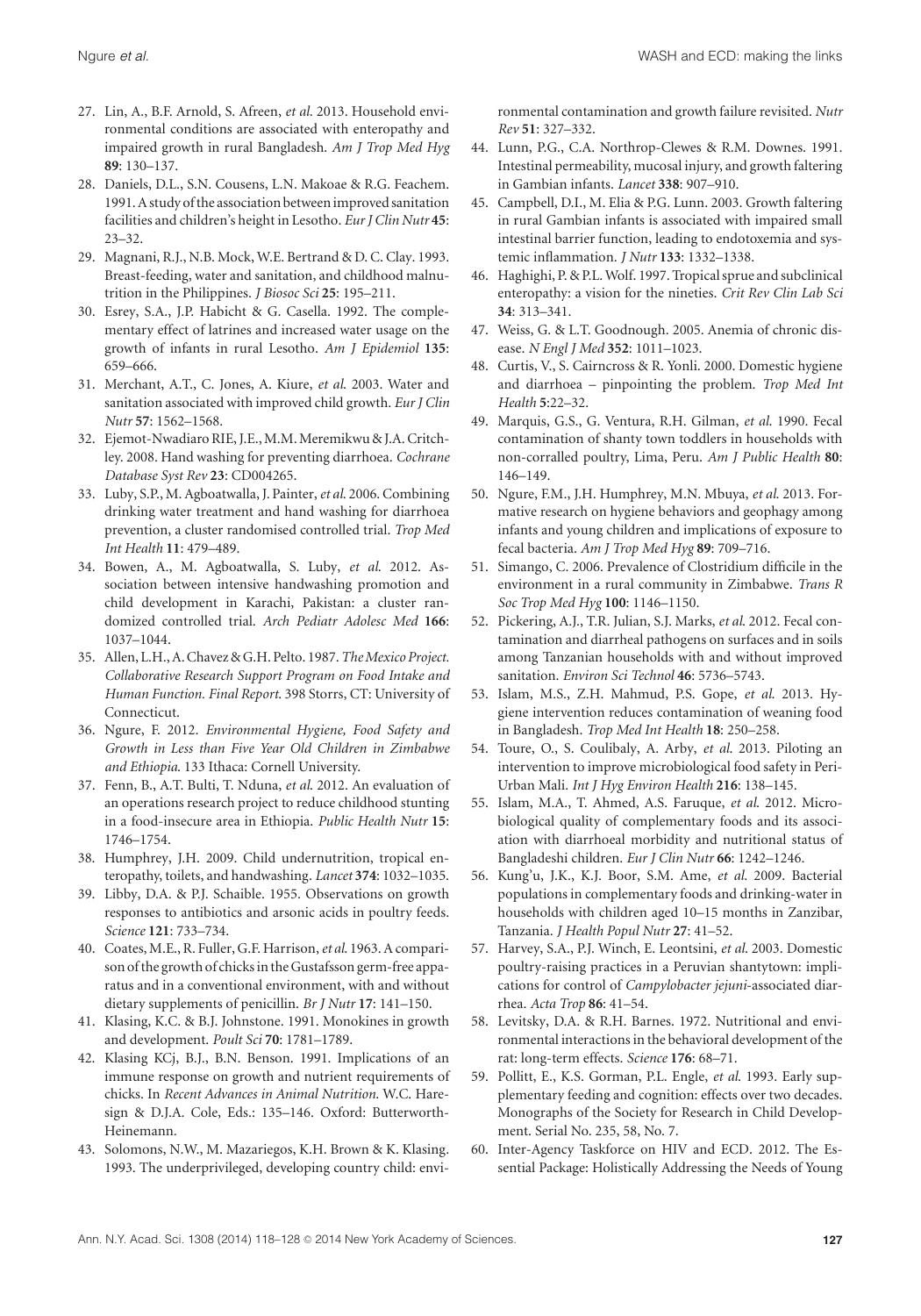27. Lin, A., B.F. Arnold, S. Afreen, *et al.* 2013. Household environmental conditions are associated with enteropathy and impaired growth in rural Bangladesh. *Am J Trop Med Hyg* **89**: 130–137.
28. Daniels, D.L., S.N. Cousens, L.N. Makoae & R.G. Feachem. 1991. A study of the association between improved sanitation facilities and children's height in Lesotho. *Eur J Clin Nutr* **45**: 23–32.
29. Magnani, R.J., N.B. Mock, W.E. Bertrand & D. C. Clay. 1993. Breast-feeding, water and sanitation, and childhood malnutrition in the Philippines. *J Biosoc Sci* **25**: 195–211.
30. Esrey, S.A., J.P. Habicht & G. Casella. 1992. The complementary effect of latrines and increased water usage on the growth of infants in rural Lesotho. *Am J Epidemiol* **135**: 659–666.
31. Merchant, A.T., C. Jones, A. Kiure, *et al.* 2003. Water and sanitation associated with improved child growth. *Eur J Clin Nutr* **57**: 1562–1568.
32. Ejemot-Nwadiaro RIE, J.E., M.M. Meremikwu & J.A. Critchley. 2008. Hand washing for preventing diarrhoea. *Cochrane Database Syst Rev* **23**: CD004265.
33. Luby, S.P., M. Agboatwalla, J. Painter, *et al.* 2006. Combining drinking water treatment and hand washing for diarrhoea prevention, a cluster randomised controlled trial. *Trop Med Int Health* **11**: 479–489.
34. Bowen, A., M. Agboatwalla, S. Luby, *et al.* 2012. Association between intensive handwashing promotion and child development in Karachi, Pakistan: a cluster randomized controlled trial. *Arch Pediatr Adolesc Med* **166**: 1037–1044.
35. Allen, L.H., A. Chavez & G.H. Pelto. 1987. *The Mexico Project. Collaborative Research Support Program on Food Intake and Human Function. Final Report.* 398 Storrs, CT: University of Connecticut.
36. Ngure, F. 2012. *Environmental Hygiene, Food Safety and Growth in Less than Five Year Old Children in Zimbabwe and Ethiopia.* 133 Ithaca: Cornell University.
37. Fenn, B., A.T. Bulti, T. Nduna, *et al.* 2012. An evaluation of an operations research project to reduce childhood stunting in a food-insecure area in Ethiopia. *Public Health Nutr* **15**: 1746–1754.
38. Humphrey, J.H. 2009. Child undernutrition, tropical enteropathy, toilets, and handwashing. *Lancet* **374**: 1032–1035.
39. Libby, D.A. & P.J. Schaible. 1955. Observations on growth responses to antibiotics and arsonic acids in poultry feeds. *Science* **121**: 733–734.
40. Coates, M.E., R. Fuller, G.F. Harrison, *et al.* 1963. A comparison of the growth of chicks in the Gustafsson germ-free apparatus and in a conventional environment, with and without dietary supplements of penicillin. *Br J Nutr* **17**: 141–150.
41. Klasing, K.C. & B.J. Johnstone. 1991. Monokines in growth and development. *Poult Sci* **70**: 1781–1789.
42. Klasing KCj, B.J., B.N. Benson. 1991. Implications of an immune response on growth and nutrient requirements of chicks. In *Recent Advances in Animal Nutrition*. W.C. Haresign & D.J.A. Cole, Eds.: 135–146. Oxford: Butterworth-Heinemann.
43. Solomons, N.W., M. Mazariegos, K.H. Brown & K. Klasing. 1993. The underprivileged, developing country child: environmental contamination and growth failure revisited. *Nutr Rev* **51**: 327–332.
44. Lunn, P.G., C.A. Northrop-Clewes & R.M. Downes. 1991. Intestinal permeability, mucosal injury, and growth faltering in Gambian infants. *Lancet* **338**: 907–910.
45. Campbell, D.I., M. Elia & P.G. Lunn. 2003. Growth faltering in rural Gambian infants is associated with impaired small intestinal barrier function, leading to endotoxemia and systemic inflammation. *J Nutr* **133**: 1332–1338.
46. Haghighi, P. & P.L. Wolf. 1997. Tropical sprue and subclinical enteropathy: a vision for the nineties. *Crit Rev Clin Lab Sci* **34**: 313–341.
47. Weiss, G. & L.T. Goodnough. 2005. Anemia of chronic disease. *N Engl J Med* **352**: 1011–1023.
48. Curtis, V., S. Cairncross & R. Yonli. 2000. Domestic hygiene and diarrhoea – pinpointing the problem. *Trop Med Int Health* **5**:22–32.
49. Marquis, G.S., G. Ventura, R.H. Gilman, *et al.* 1990. Fecal contamination of shanty town toddlers in households with non-corralled poultry, Lima, Peru. *Am J Public Health* **80**: 146–149.
50. Ngure, F.M., J.H. Humphrey, M.N. Mbuya, *et al.* 2013. Formative research on hygiene behaviors and geophagy among infants and young children and implications of exposure to fecal bacteria. *Am J Trop Med Hyg* **89**: 709–716.
51. Simango, C. 2006. Prevalence of Clostridium difficile in the environment in a rural community in Zimbabwe. *Trans R Soc Trop Med Hyg* **100**: 1146–1150.
52. Pickering, A.J., T.R. Julian, S.J. Marks, *et al.* 2012. Fecal contamination and diarrheal pathogens on surfaces and in soils among Tanzanian households with and without improved sanitation. *Environ Sci Technol* **46**: 5736–5743.
53. Islam, M.S., Z.H. Mahmud, P.S. Gope, *et al.* 2013. Hygiene intervention reduces contamination of weaning food in Bangladesh. *Trop Med Int Health* **18**: 250–258.
54. Toure, O., S. Coulibaly, A. Arby, *et al.* 2013. Piloting an intervention to improve microbiological food safety in Peri-Urban Mali. *Int J Hyg Environ Health* **216**: 138–145.
55. Islam, M.A., T. Ahmed, A.S. Faruque, *et al.* 2012. Microbiological quality of complementary foods and its association with diarrhoeal morbidity and nutritional status of Bangladeshi children. *Eur J Clin Nutr* **66**: 1242–1246.
56. Kung'u, J.K., K.J. Boor, S.M. Ame, *et al.* 2009. Bacterial populations in complementary foods and drinking-water in households with children aged 10–15 months in Zanzibar, Tanzania. *J Health Popul Nutr* **27**: 41–52.
57. Harvey, S.A., P.J. Winch, E. Leontsini, *et al.* 2003. Domestic poultry-raising practices in a Peruvian shantytown: implications for control of *Campylobacter jejuni*-associated diarrhea. *Acta Trop* **86**: 41–54.
58. Levitsky, D.A. & R.H. Barnes. 1972. Nutritional and environmental interactions in the behavioral development of the rat: long-term effects. *Science* **176**: 68–71.
59. Pollitt, E., K.S. Gorman, P.L. Engle, *et al.* 1993. Early supplementary feeding and cognition: effects over two decades. Monographs of the Society for Research in Child Development. Serial No. 235, 58, No. 7.
60. Inter-Agency Taskforce on HIV and ECD. 2012. The Essential Package: Holistically Addressing the Needs of Young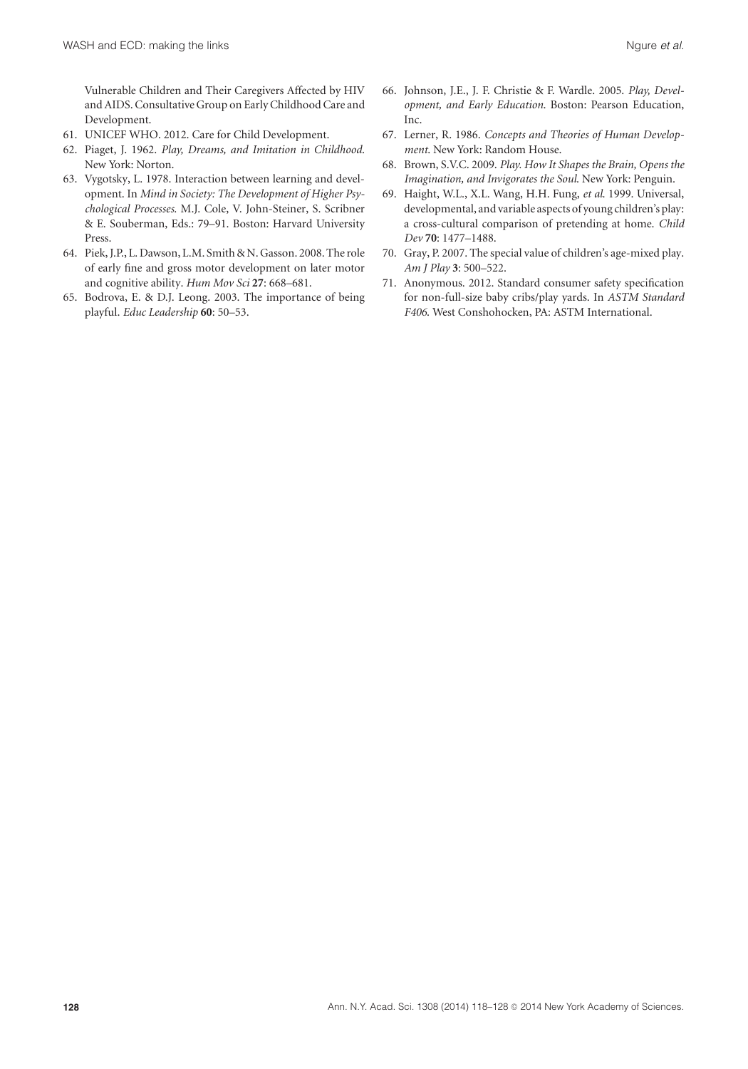Vulnerable Children and Their Caregivers Affected by HIV and AIDS. Consultative Group on Early Childhood Care and Development.

61. UNICEF WHO. 2012. Care for Child Development.
62. Piaget, J. 1962. *Play, Dreams, and Imitation in Childhood*. New York: Norton.
63. Vygotsky, L. 1978. Interaction between learning and development. In *Mind in Society: The Development of Higher Psychological Processes*. M.J. Cole, V. John-Steiner, S. Scribner & E. Souberman, Eds.: 79–91. Boston: Harvard University Press.
64. Piek, J.P., L. Dawson, L.M. Smith & N. Gasson. 2008. The role of early fine and gross motor development on later motor and cognitive ability. *Hum Mov Sci* **27**: 668–681.
65. Bodrova, E. & D.J. Leong. 2003. The importance of being playful. *Educ Leadership* **60**: 50–53.
66. Johnson, J.E., J. F. Christie & F. Wardle. 2005. *Play, Development, and Early Education*. Boston: Pearson Education, Inc.
67. Lerner, R. 1986. *Concepts and Theories of Human Development*. New York: Random House.
68. Brown, S.V.C. 2009. *Play. How It Shapes the Brain, Opens the Imagination, and Invigorates the Soul*. New York: Penguin.
69. Haight, W.L., X.L. Wang, H.H. Fung, *et al.* 1999. Universal, developmental, and variable aspects of young children's play: a cross-cultural comparison of pretending at home. *Child Dev* **70**: 1477–1488.
70. Gray, P. 2007. The special value of children's age-mixed play. *Am J Play* **3**: 500–522.
71. Anonymous. 2012. Standard consumer safety specification for non-full-size baby cribs/play yards. In *ASTM Standard F406*. West Conshohocken, PA: ASTM International.